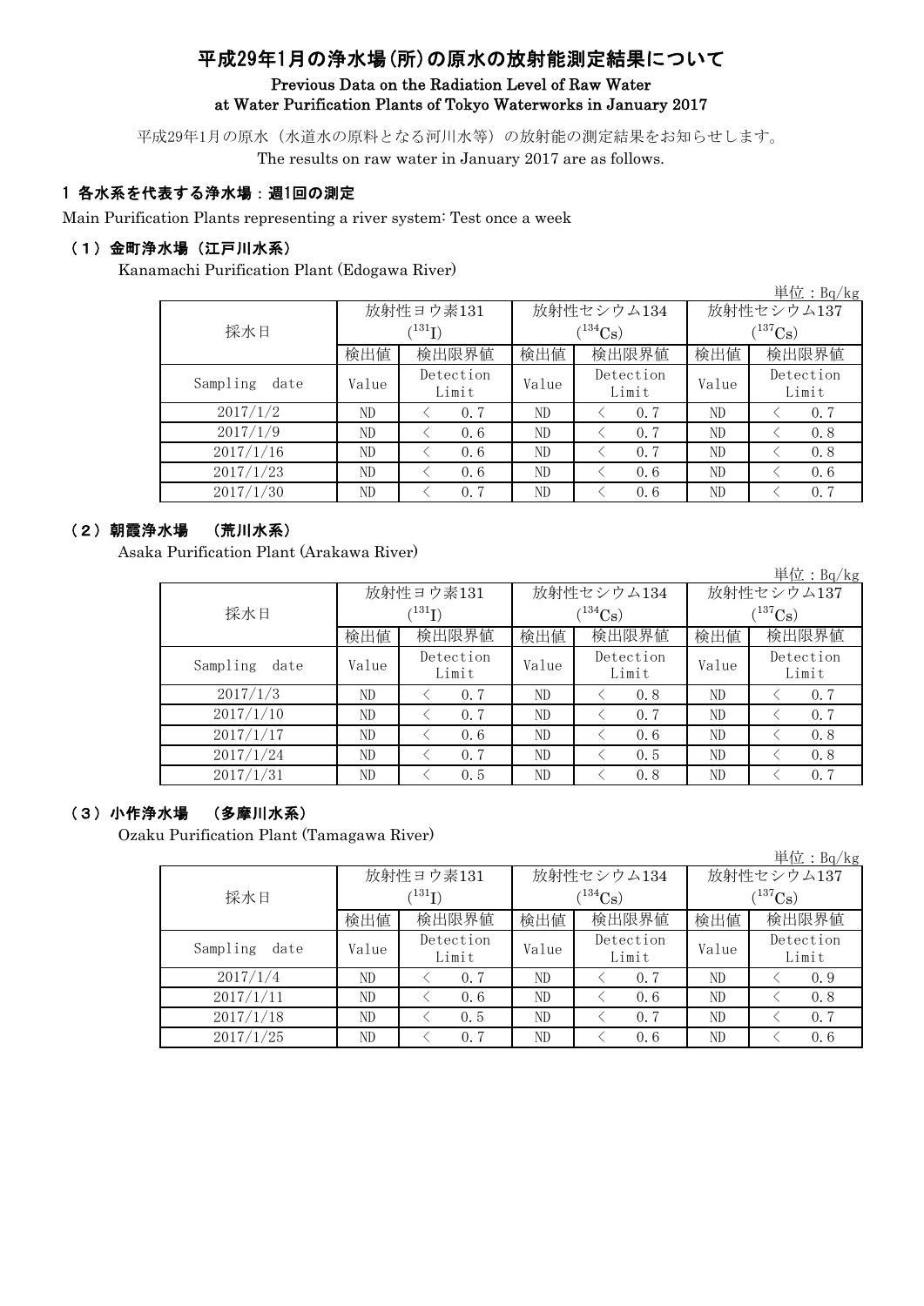# 平成29年1月の浄水場(所)の原水の放射能測定結果について

**Previous Data on the Radiation Level of Raw Water at Water Purification Plants of Tokyo Waterworks in January 2017**

平成29年1月の原水（水道水の原料となる河川水等）の放射能の測定結果をお知らせします。

The results on raw water in January 2017 are as follows.

## 1 各水系を代表する浄水場：週1回の測定

Main Purification Plants representing a river system: Test once a week

### （1）金町浄水場（江戸川水系）

Kanamachi Purification Plant (Edogawa River)

単位：Bq/kg

| 採水日 | 放射性ヨウ素131 ($^{131}I$) | | 放射性セシウム134 ($^{134}Cs$) | | 放射性セシウム137 ($^{137}Cs$) | |
|---|---|---|---|---|---|---|
| | 検出値 | 検出限界値 | 検出値 | 検出限界値 | 検出値 | 検出限界値 |
| Sampling date | Value | Detection Limit | Value | Detection Limit | Value | Detection Limit |
| 2017/1/2 | ND | ＜ 0.7 | ND | ＜ 0.7 | ND | ＜ 0.7 |
| 2017/1/9 | ND | ＜ 0.6 | ND | ＜ 0.7 | ND | ＜ 0.8 |
| 2017/1/16 | ND | ＜ 0.6 | ND | ＜ 0.7 | ND | ＜ 0.8 |
| 2017/1/23 | ND | ＜ 0.6 | ND | ＜ 0.6 | ND | ＜ 0.6 |
| 2017/1/30 | ND | ＜ 0.7 | ND | ＜ 0.6 | ND | ＜ 0.7 |

### （2）朝霞浄水場　（荒川水系）

Asaka Purification Plant (Arakawa River)

単位：Bq/kg

| 採水日 | 放射性ヨウ素131 ($^{131}I$) | | 放射性セシウム134 ($^{134}Cs$) | | 放射性セシウム137 ($^{137}Cs$) | |
|---|---|---|---|---|---|---|
| | 検出値 | 検出限界値 | 検出値 | 検出限界値 | 検出値 | 検出限界値 |
| Sampling date | Value | Detection Limit | Value | Detection Limit | Value | Detection Limit |
| 2017/1/3 | ND | ＜ 0.7 | ND | ＜ 0.8 | ND | ＜ 0.7 |
| 2017/1/10 | ND | ＜ 0.7 | ND | ＜ 0.7 | ND | ＜ 0.7 |
| 2017/1/17 | ND | ＜ 0.6 | ND | ＜ 0.6 | ND | ＜ 0.8 |
| 2017/1/24 | ND | ＜ 0.7 | ND | ＜ 0.5 | ND | ＜ 0.8 |
| 2017/1/31 | ND | ＜ 0.5 | ND | ＜ 0.8 | ND | ＜ 0.7 |

### （3）小作浄水場　（多摩川水系）

Ozaku Purification Plant (Tamagawa River)

単位：Bq/kg

| 採水日 | 放射性ヨウ素131 ($^{131}I$) | | 放射性セシウム134 ($^{134}Cs$) | | 放射性セシウム137 ($^{137}Cs$) | |
|---|---|---|---|---|---|---|
| | 検出値 | 検出限界値 | 検出値 | 検出限界値 | 検出値 | 検出限界値 |
| Sampling date | Value | Detection Limit | Value | Detection Limit | Value | Detection Limit |
| 2017/1/4 | ND | ＜ 0.7 | ND | ＜ 0.7 | ND | ＜ 0.9 |
| 2017/1/11 | ND | ＜ 0.6 | ND | ＜ 0.6 | ND | ＜ 0.8 |
| 2017/1/18 | ND | ＜ 0.5 | ND | ＜ 0.7 | ND | ＜ 0.7 |
| 2017/1/25 | ND | ＜ 0.7 | ND | ＜ 0.6 | ND | ＜ 0.6 |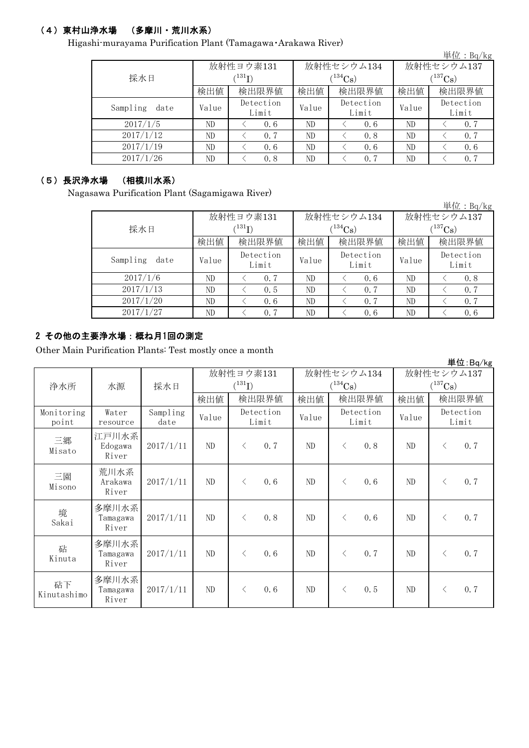### （4）東村山浄水場　（多摩川・荒川水系）

Higashi-murayama Purification Plant (Tamagawa･Arakawa River)

単位：Bq/kg

| 採水日 | 放射性ヨウ素131 ($^{131}$I) | | 放射性セシウム134 ($^{134}$Cs) | | 放射性セシウム137 ($^{137}$Cs) | |
|---|---|---|---|---|---|---|
| | 検出値 | 検出限界値 | 検出値 | 検出限界値 | 検出値 | 検出限界値 |
| Sampling date | Value | Detection Limit | Value | Detection Limit | Value | Detection Limit |
| 2017/1/5 | ND | ＜ 0.6 | ND | ＜ 0.6 | ND | ＜ 0.7 |
| 2017/1/12 | ND | ＜ 0.7 | ND | ＜ 0.8 | ND | ＜ 0.7 |
| 2017/1/19 | ND | ＜ 0.6 | ND | ＜ 0.6 | ND | ＜ 0.6 |
| 2017/1/26 | ND | ＜ 0.8 | ND | ＜ 0.7 | ND | ＜ 0.7 |

### （5）長沢浄水場　（相模川水系）

Nagasawa Purification Plant (Sagamigawa River)

単位：Bq/kg

| 採水日 | 放射性ヨウ素131 ($^{131}$I) | | 放射性セシウム134 ($^{134}$Cs) | | 放射性セシウム137 ($^{137}$Cs) | |
|---|---|---|---|---|---|---|
| | 検出値 | 検出限界値 | 検出値 | 検出限界値 | 検出値 | 検出限界値 |
| Sampling date | Value | Detection Limit | Value | Detection Limit | Value | Detection Limit |
| 2017/1/6 | ND | ＜ 0.7 | ND | ＜ 0.6 | ND | ＜ 0.8 |
| 2017/1/13 | ND | ＜ 0.5 | ND | ＜ 0.7 | ND | ＜ 0.7 |
| 2017/1/20 | ND | ＜ 0.6 | ND | ＜ 0.7 | ND | ＜ 0.7 |
| 2017/1/27 | ND | ＜ 0.7 | ND | ＜ 0.6 | ND | ＜ 0.6 |

## 2 その他の主要浄水場：概ね月1回の測定

Other Main Purification Plants: Test mostly once a month

単位:Bq/kg

| 浄水所 | 水源 | 採水日 | 放射性ヨウ素131 ($^{131}$I) | | 放射性セシウム134 ($^{134}$Cs) | | 放射性セシウム137 ($^{137}$Cs) | |
|---|---|---|---|---|---|---|---|---|
| | | | 検出値 | 検出限界値 | 検出値 | 検出限界値 | 検出値 | 検出限界値 |
| Monitoring point | Water resource | Sampling date | Value | Detection Limit | Value | Detection Limit | Value | Detection Limit |
| 三郷 Misato | 江戸川水系 Edogawa River | 2017/1/11 | ND | ＜ 0.7 | ND | ＜ 0.8 | ND | ＜ 0.7 |
| 三園 Misono | 荒川水系 Arakawa River | 2017/1/11 | ND | ＜ 0.6 | ND | ＜ 0.6 | ND | ＜ 0.7 |
| 境 Sakai | 多摩川水系 Tamagawa River | 2017/1/11 | ND | ＜ 0.8 | ND | ＜ 0.6 | ND | ＜ 0.7 |
| 砧 Kinuta | 多摩川水系 Tamagawa River | 2017/1/11 | ND | ＜ 0.6 | ND | ＜ 0.7 | ND | ＜ 0.7 |
| 砧下 Kinutashimo | 多摩川水系 Tamagawa River | 2017/1/11 | ND | ＜ 0.6 | ND | ＜ 0.5 | ND | ＜ 0.7 |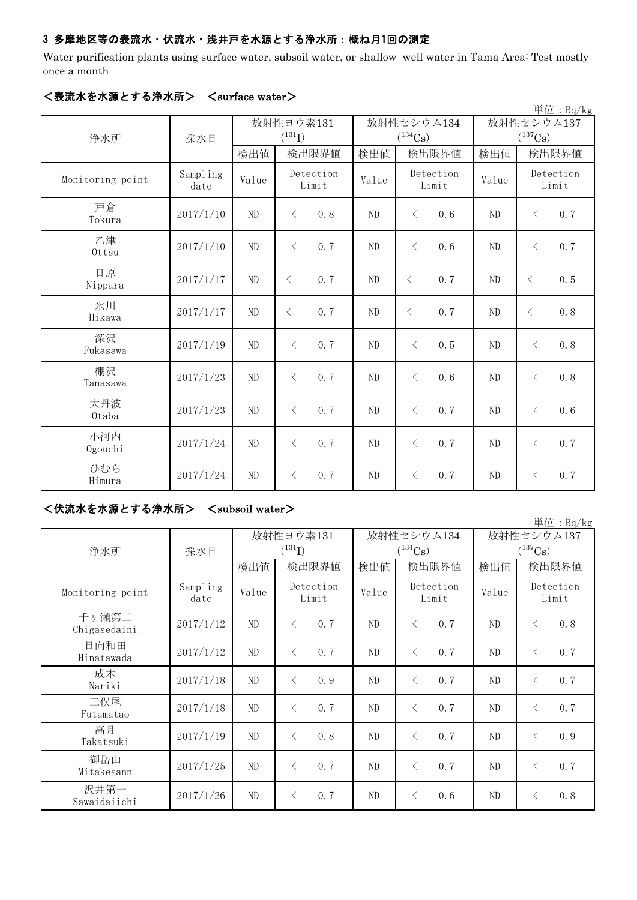### 3 多摩地区等の表流水・伏流水・浅井戸を水源とする浄水所：概ね月1回の測定

Water purification plants using surface water, subsoil water, or shallow well water in Tama Area: Test mostly once a month

#### ＜表流水を水源とする浄水所＞ ＜surface water＞

単位：Bq/kg

| 浄水所 | 採水日 | 放射性ヨウ素131 ($^{131}I$) | | 放射性セシウム134 ($^{134}Cs$) | | 放射性セシウム137 ($^{137}Cs$) | |
|---|---|---|---|---|---|---|---|
| | | 検出値 | 検出限界値 | 検出値 | 検出限界値 | 検出値 | 検出限界値 |
| Monitoring point | Sampling date | Value | Detection Limit | Value | Detection Limit | Value | Detection Limit |
| 戸倉 Tokura | 2017/1/10 | ND | ＜ 0.8 | ND | ＜ 0.6 | ND | ＜ 0.7 |
| 乙津 Ottsu | 2017/1/10 | ND | ＜ 0.7 | ND | ＜ 0.6 | ND | ＜ 0.7 |
| 日原 Nippara | 2017/1/17 | ND | ＜ 0.7 | ND | ＜ 0.7 | ND | ＜ 0.5 |
| 氷川 Hikawa | 2017/1/17 | ND | ＜ 0.7 | ND | ＜ 0.7 | ND | ＜ 0.8 |
| 深沢 Fukasawa | 2017/1/19 | ND | ＜ 0.7 | ND | ＜ 0.5 | ND | ＜ 0.8 |
| 棚沢 Tanasawa | 2017/1/23 | ND | ＜ 0.7 | ND | ＜ 0.6 | ND | ＜ 0.8 |
| 大丹波 Otaba | 2017/1/23 | ND | ＜ 0.7 | ND | ＜ 0.7 | ND | ＜ 0.6 |
| 小河内 Ogouchi | 2017/1/24 | ND | ＜ 0.7 | ND | ＜ 0.7 | ND | ＜ 0.7 |
| ひむら Himura | 2017/1/24 | ND | ＜ 0.7 | ND | ＜ 0.7 | ND | ＜ 0.7 |

#### ＜伏流水を水源とする浄水所＞ ＜subsoil water＞

単位：Bq/kg

| 浄水所 | 採水日 | 放射性ヨウ素131 ($^{131}I$) | | 放射性セシウム134 ($^{134}Cs$) | | 放射性セシウム137 ($^{137}Cs$) | |
|---|---|---|---|---|---|---|---|
| | | 検出値 | 検出限界値 | 検出値 | 検出限界値 | 検出値 | 検出限界値 |
| Monitoring point | Sampling date | Value | Detection Limit | Value | Detection Limit | Value | Detection Limit |
| 千ヶ瀬第二 Chigasedaini | 2017/1/12 | ND | ＜ 0.7 | ND | ＜ 0.7 | ND | ＜ 0.8 |
| 日向和田 Hinatawada | 2017/1/12 | ND | ＜ 0.7 | ND | ＜ 0.7 | ND | ＜ 0.7 |
| 成木 Nariki | 2017/1/18 | ND | ＜ 0.9 | ND | ＜ 0.7 | ND | ＜ 0.7 |
| 二俣尾 Futamatao | 2017/1/18 | ND | ＜ 0.7 | ND | ＜ 0.7 | ND | ＜ 0.7 |
| 高月 Takatsuki | 2017/1/19 | ND | ＜ 0.8 | ND | ＜ 0.7 | ND | ＜ 0.9 |
| 御岳山 Mitakesann | 2017/1/25 | ND | ＜ 0.7 | ND | ＜ 0.7 | ND | ＜ 0.7 |
| 沢井第一 Sawaidaiichi | 2017/1/26 | ND | ＜ 0.7 | ND | ＜ 0.6 | ND | ＜ 0.8 |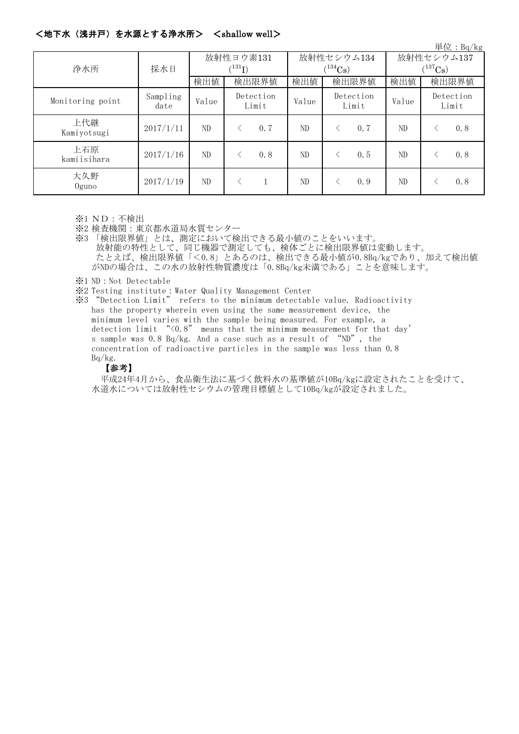## ＜地下水（浅井戸）を水源とする浄水所＞　＜shallow well＞

単位：Bq/kg

| 浄水所 | 採水日 | 放射性ヨウ素131 ($^{131}I$) | | 放射性セシウム134 ($^{134}Cs$) | | 放射性セシウム137 ($^{137}Cs$) | |
|---|---|---|---|---|---|---|---|
| | | 検出値 | 検出限界値 | 検出値 | 検出限界値 | 検出値 | 検出限界値 |
| Monitoring point | Sampling date | Value | Detection Limit | Value | Detection Limit | Value | Detection Limit |
| 上代継 Kamiyotsugi | 2017/1/11 | ND | ＜ 0.7 | ND | ＜ 0.7 | ND | ＜ 0.8 |
| 上石原 kamiisihara | 2017/1/16 | ND | ＜ 0.8 | ND | ＜ 0.5 | ND | ＜ 0.8 |
| 大久野 Oguno | 2017/1/19 | ND | ＜ 1 | ND | ＜ 0.9 | ND | ＜ 0.8 |

※1 ＮＤ：不検出

※2 検査機関：東京都水道局水質センター

※3 「検出限界値」とは、測定において検出できる最小値のことをいいます。
放射能の特性として、同じ機器で測定しても、検体ごとに検出限界値は変動します。
たとえば、検出限界値「＜0.8」とあるのは、検出できる最小値が0.8Bq/kgであり、加えて検出値がNDの場合は、この水の放射性物質濃度は「0.8Bq/kg未満である」ことを意味します。

※1 ND：Not Detectable

※2 Testing institute：Water Quality Management Center

※3 “Detection Limit” refers to the minimum detectable value. Radioactivity has the property wherein even using the same measurement device, the minimum level varies with the sample being measured. For example, a detection limit “<0.8” means that the minimum measurement for that day's sample was 0.8 Bq/kg. And a case such as a result of “ND”, the concentration of radioactive particles in the sample was less than 0.8 Bq/kg.

**【参考】**

平成24年4月から、食品衛生法に基づく飲料水の基準値が10Bq/kgに設定されたことを受けて、水道水については放射性セシウムの管理目標値として10Bq/kgが設定されました。